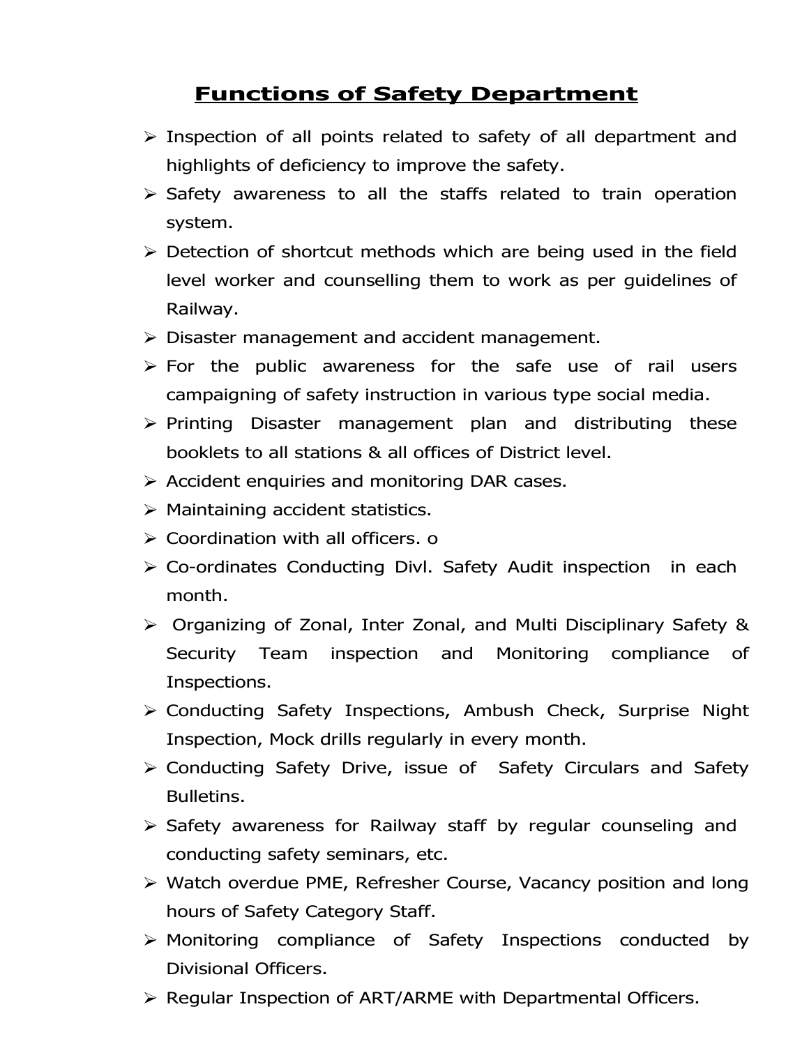# Functions of Safety Department

- Inspection of all points related to safety of all department and highlights of deficiency to improve the safety.
- Safety awareness to all the staffs related to train operation system.
- Detection of shortcut methods which are being used in the field level worker and counselling them to work as per guidelines of Railway.
- Disaster management and accident management.
- For the public awareness for the safe use of rail users campaigning of safety instruction in various type social media.
- Printing Disaster management plan and distributing these booklets to all stations & all offices of District level.
- Accident enquiries and monitoring DAR cases.
- Maintaining accident statistics.
- Coordination with all officers. o
- Co-ordinates Conducting Divl. Safety Audit inspection in each month.
- Organizing of Zonal, Inter Zonal, and Multi Disciplinary Safety & Security Team inspection and Monitoring compliance of Inspections.
- Conducting Safety Inspections, Ambush Check, Surprise Night Inspection, Mock drills regularly in every month.
- Conducting Safety Drive, issue of Safety Circulars and Safety Bulletins.
- Safety awareness for Railway staff by regular counseling and conducting safety seminars, etc.
- Watch overdue PME, Refresher Course, Vacancy position and long hours of Safety Category Staff.
- Monitoring compliance of Safety Inspections conducted by Divisional Officers.
- Regular Inspection of ART/ARME with Departmental Officers.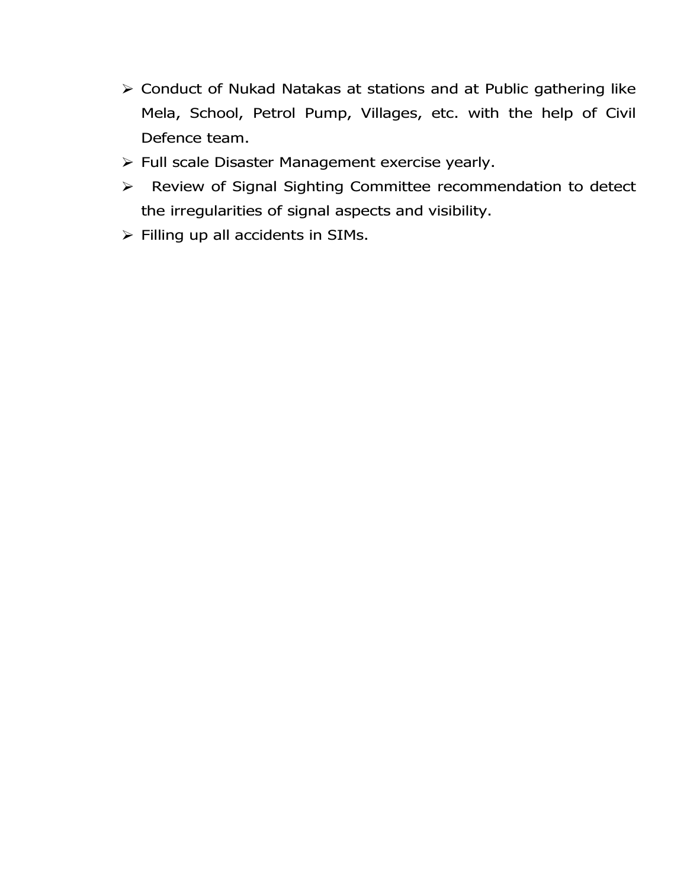- Conduct of Nukad Natakas at stations and at Public gathering like Mela, School, Petrol Pump, Villages, etc. with the help of Civil Defence team.
- Full scale Disaster Management exercise yearly.
- Review of Signal Sighting Committee recommendation to detect the irregularities of signal aspects and visibility.
- Filling up all accidents in SIMs.